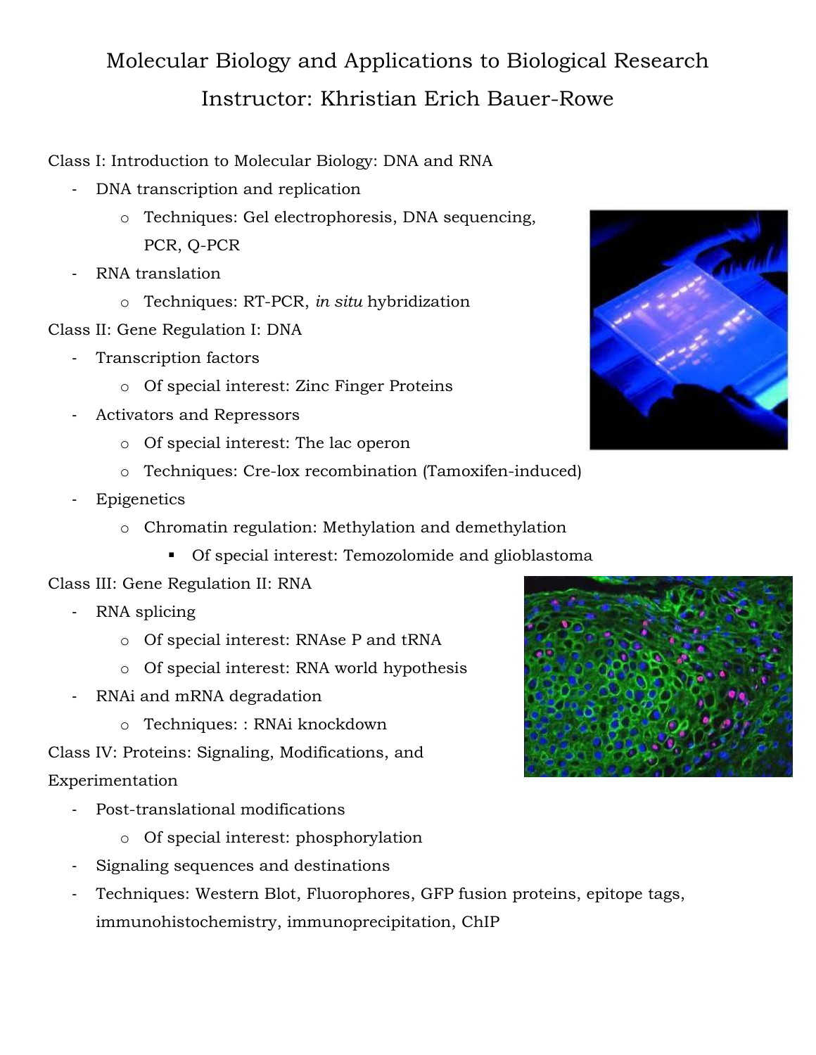# Molecular Biology and Applications to Biological Research

## Instructor: Khristian Erich Bauer-Rowe

Class I: Introduction to Molecular Biology: DNA and RNA

- DNA transcription and replication
  - Techniques: Gel electrophoresis, DNA sequencing, PCR, Q-PCR
- RNA translation
  - Techniques: RT-PCR, *in situ* hybridization

Class II: Gene Regulation I: DNA

- Transcription factors
  - Of special interest: Zinc Finger Proteins
- Activators and Repressors
  - Of special interest: The lac operon
  - Techniques: Cre-lox recombination (Tamoxifen-induced)
- Epigenetics
  - Chromatin regulation: Methylation and demethylation
    - Of special interest: Temozolomide and glioblastoma

Class III: Gene Regulation II: RNA

- RNA splicing
  - Of special interest: RNAse P and tRNA
  - Of special interest: RNA world hypothesis
- RNAi and mRNA degradation
  - Techniques: : RNAi knockdown

Class IV: Proteins: Signaling, Modifications, and Experimentation

- Post-translational modifications
  - Of special interest: phosphorylation
- Signaling sequences and destinations
- Techniques: Western Blot, Fluorophores, GFP fusion proteins, epitope tags, immunohistochemistry, immunoprecipitation, ChIP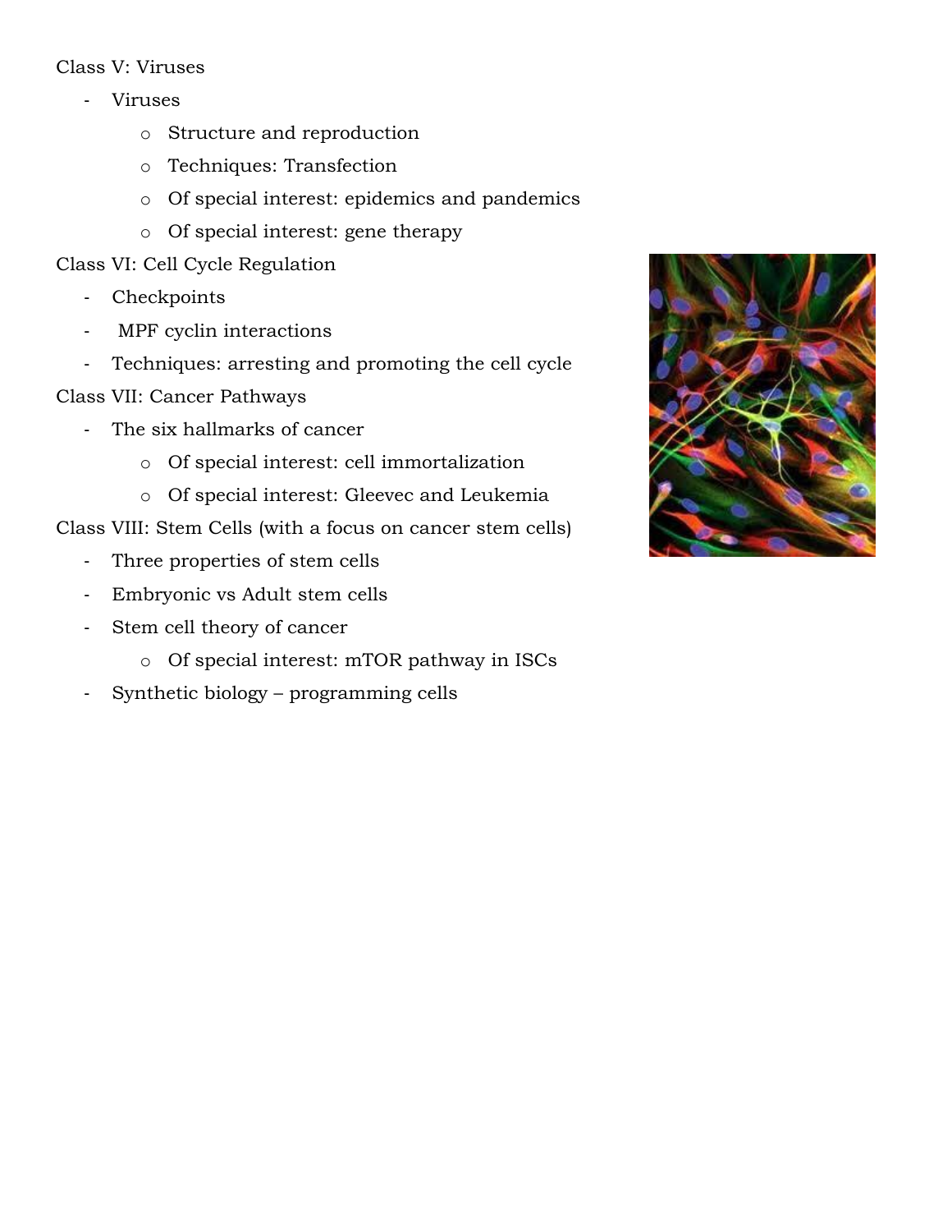Class V: Viruses

- Viruses
  - Structure and reproduction
  - Techniques: Transfection
  - Of special interest: epidemics and pandemics
  - Of special interest: gene therapy

Class VI: Cell Cycle Regulation

- Checkpoints
- MPF cyclin interactions
- Techniques: arresting and promoting the cell cycle

Class VII: Cancer Pathways

- The six hallmarks of cancer
  - Of special interest: cell immortalization
  - Of special interest: Gleevec and Leukemia

Class VIII: Stem Cells (with a focus on cancer stem cells)

- Three properties of stem cells
- Embryonic vs Adult stem cells
- Stem cell theory of cancer
  - Of special interest: mTOR pathway in ISCs
- Synthetic biology – programming cells